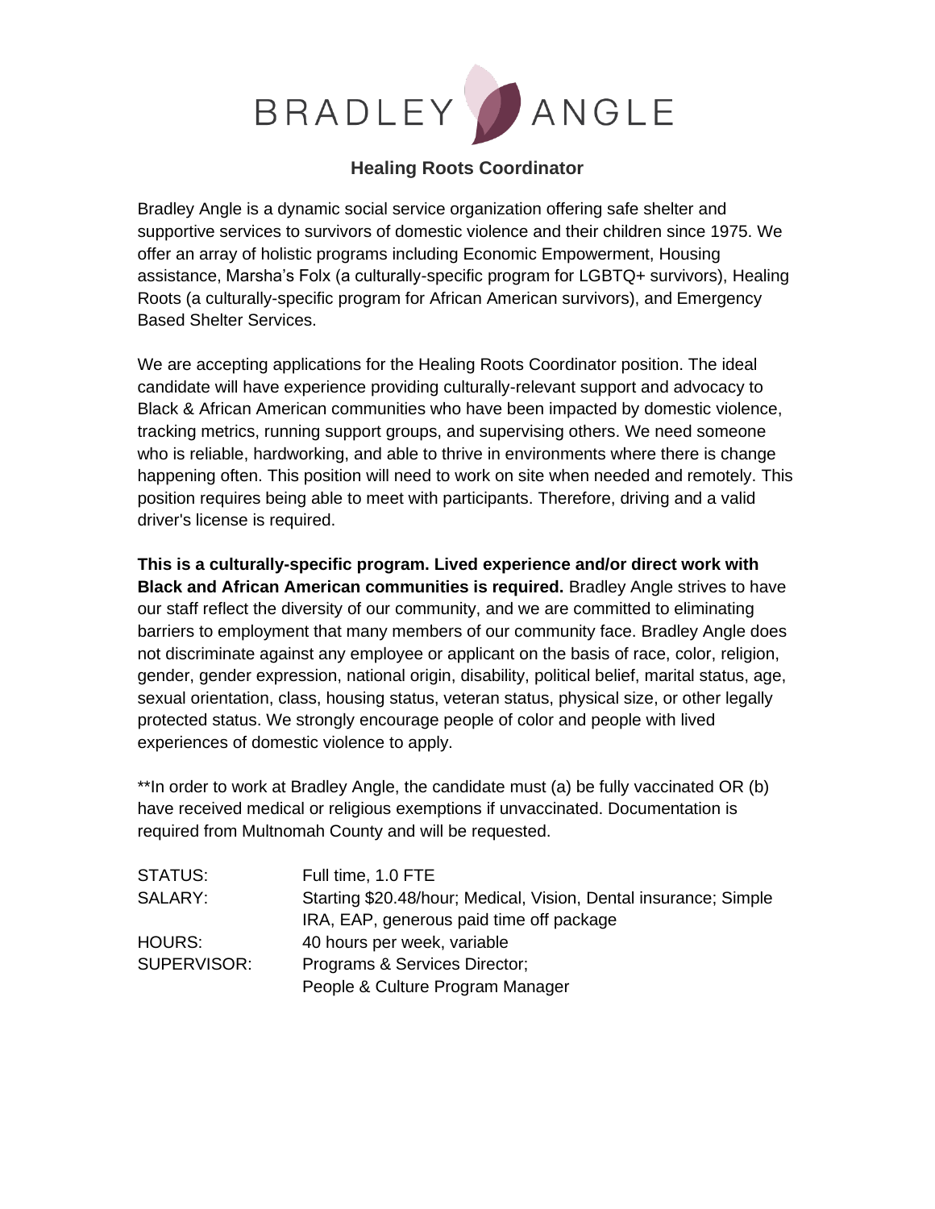BRADLEY ANGLE

# Healing Roots Coordinator

Bradley Angle is a dynamic social service organization offering safe shelter and supportive services to survivors of domestic violence and their children since 1975. We offer an array of holistic programs including Economic Empowerment, Housing assistance, Marsha's Folx (a culturally-specific program for LGBTQ+ survivors), Healing Roots (a culturally-specific program for African American survivors), and Emergency Based Shelter Services.

We are accepting applications for the Healing Roots Coordinator position. The ideal candidate will have experience providing culturally-relevant support and advocacy to Black & African American communities who have been impacted by domestic violence, tracking metrics, running support groups, and supervising others. We need someone who is reliable, hardworking, and able to thrive in environments where there is change happening often. This position will need to work on site when needed and remotely. This position requires being able to meet with participants. Therefore, driving and a valid driver's license is required.

**This is a culturally-specific program. Lived experience and/or direct work with Black and African American communities is required.** Bradley Angle strives to have our staff reflect the diversity of our community, and we are committed to eliminating barriers to employment that many members of our community face. Bradley Angle does not discriminate against any employee or applicant on the basis of race, color, religion, gender, gender expression, national origin, disability, political belief, marital status, age, sexual orientation, class, housing status, veteran status, physical size, or other legally protected status. We strongly encourage people of color and people with lived experiences of domestic violence to apply.

**In order to work at Bradley Angle, the candidate must (a) be fully vaccinated OR (b) have received medical or religious exemptions if unvaccinated. Documentation is required from Multnomah County and will be requested.

| | |
|---|---|
| STATUS: | Full time, 1.0 FTE |
| SALARY: | Starting $20.48/hour; Medical, Vision, Dental insurance; Simple IRA, EAP, generous paid time off package |
| HOURS: | 40 hours per week, variable |
| SUPERVISOR: | Programs & Services Director; People & Culture Program Manager |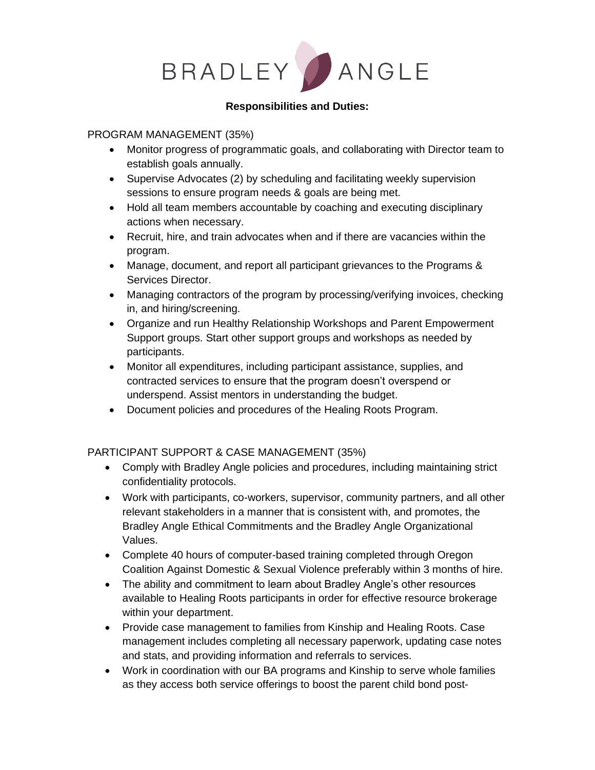**Responsibilities and Duties:**

PROGRAM MANAGEMENT (35%)

- Monitor progress of programmatic goals, and collaborating with Director team to establish goals annually.
- Supervise Advocates (2) by scheduling and facilitating weekly supervision sessions to ensure program needs & goals are being met.
- Hold all team members accountable by coaching and executing disciplinary actions when necessary.
- Recruit, hire, and train advocates when and if there are vacancies within the program.
- Manage, document, and report all participant grievances to the Programs & Services Director.
- Managing contractors of the program by processing/verifying invoices, checking in, and hiring/screening.
- Organize and run Healthy Relationship Workshops and Parent Empowerment Support groups. Start other support groups and workshops as needed by participants.
- Monitor all expenditures, including participant assistance, supplies, and contracted services to ensure that the program doesn't overspend or underspend. Assist mentors in understanding the budget.
- Document policies and procedures of the Healing Roots Program.

PARTICIPANT SUPPORT & CASE MANAGEMENT (35%)

- Comply with Bradley Angle policies and procedures, including maintaining strict confidentiality protocols.
- Work with participants, co-workers, supervisor, community partners, and all other relevant stakeholders in a manner that is consistent with, and promotes, the Bradley Angle Ethical Commitments and the Bradley Angle Organizational Values.
- Complete 40 hours of computer-based training completed through Oregon Coalition Against Domestic & Sexual Violence preferably within 3 months of hire.
- The ability and commitment to learn about Bradley Angle's other resources available to Healing Roots participants in order for effective resource brokerage within your department.
- Provide case management to families from Kinship and Healing Roots. Case management includes completing all necessary paperwork, updating case notes and stats, and providing information and referrals to services.
- Work in coordination with our BA programs and Kinship to serve whole families as they access both service offerings to boost the parent child bond post-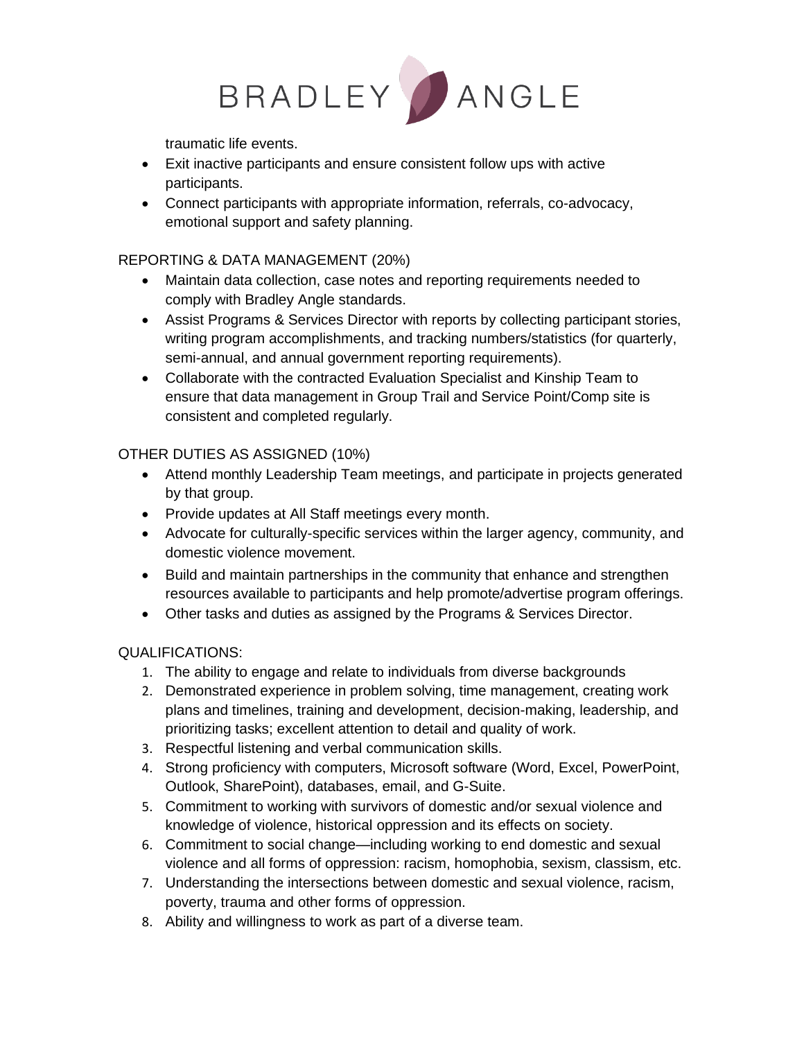traumatic life events.
- Exit inactive participants and ensure consistent follow ups with active participants.
- Connect participants with appropriate information, referrals, co-advocacy, emotional support and safety planning.

REPORTING & DATA MANAGEMENT (20%)

- Maintain data collection, case notes and reporting requirements needed to comply with Bradley Angle standards.
- Assist Programs & Services Director with reports by collecting participant stories, writing program accomplishments, and tracking numbers/statistics (for quarterly, semi-annual, and annual government reporting requirements).
- Collaborate with the contracted Evaluation Specialist and Kinship Team to ensure that data management in Group Trail and Service Point/Comp site is consistent and completed regularly.

OTHER DUTIES AS ASSIGNED (10%)

- Attend monthly Leadership Team meetings, and participate in projects generated by that group.
- Provide updates at All Staff meetings every month.
- Advocate for culturally-specific services within the larger agency, community, and domestic violence movement.
- Build and maintain partnerships in the community that enhance and strengthen resources available to participants and help promote/advertise program offerings.
- Other tasks and duties as assigned by the Programs & Services Director.

QUALIFICATIONS:

1. The ability to engage and relate to individuals from diverse backgrounds
2. Demonstrated experience in problem solving, time management, creating work plans and timelines, training and development, decision-making, leadership, and prioritizing tasks; excellent attention to detail and quality of work.
3. Respectful listening and verbal communication skills.
4. Strong proficiency with computers, Microsoft software (Word, Excel, PowerPoint, Outlook, SharePoint), databases, email, and G-Suite.
5. Commitment to working with survivors of domestic and/or sexual violence and knowledge of violence, historical oppression and its effects on society.
6. Commitment to social change—including working to end domestic and sexual violence and all forms of oppression: racism, homophobia, sexism, classism, etc.
7. Understanding the intersections between domestic and sexual violence, racism, poverty, trauma and other forms of oppression.
8. Ability and willingness to work as part of a diverse team.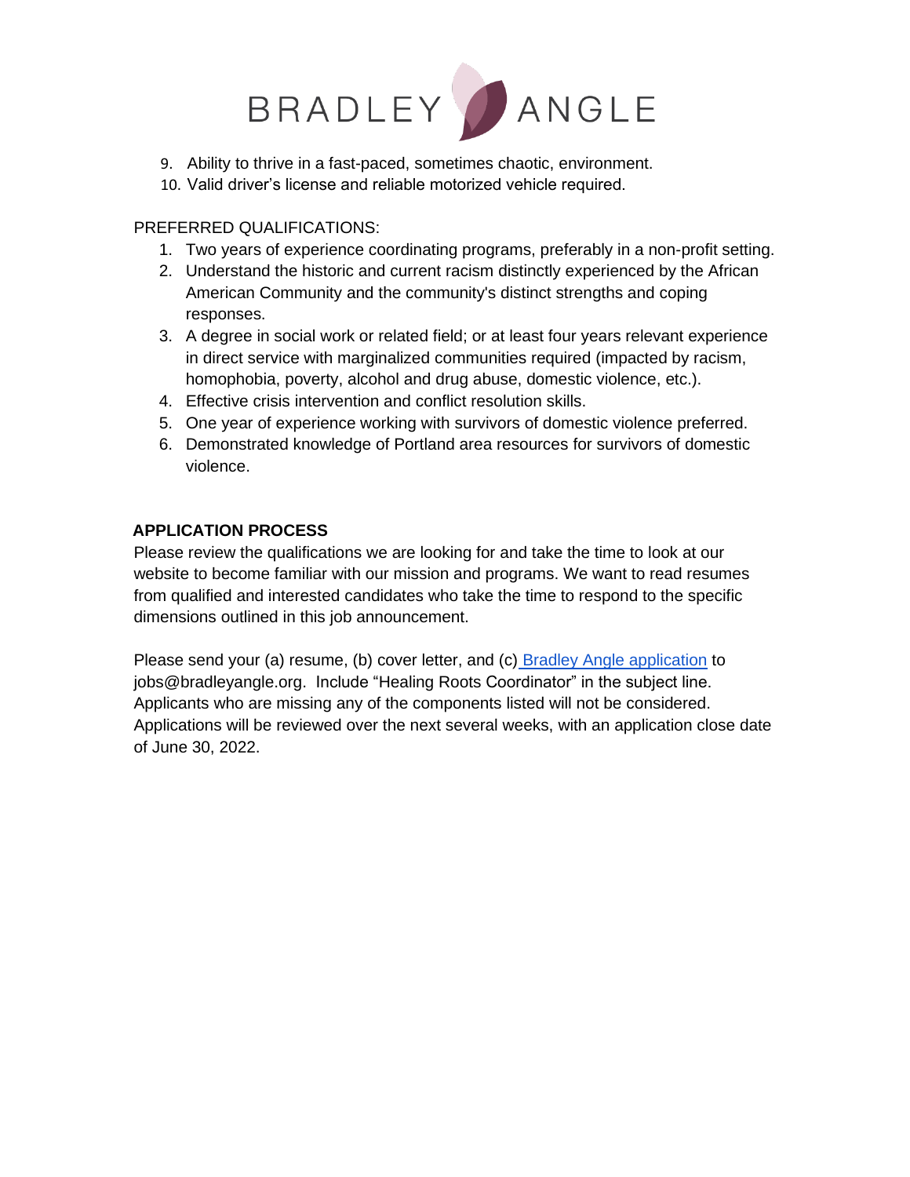9. Ability to thrive in a fast-paced, sometimes chaotic, environment.
10. Valid driver's license and reliable motorized vehicle required.

PREFERRED QUALIFICATIONS:

1. Two years of experience coordinating programs, preferably in a non-profit setting.
2. Understand the historic and current racism distinctly experienced by the African American Community and the community's distinct strengths and coping responses.
3. A degree in social work or related field; or at least four years relevant experience in direct service with marginalized communities required (impacted by racism, homophobia, poverty, alcohol and drug abuse, domestic violence, etc.).
4. Effective crisis intervention and conflict resolution skills.
5. One year of experience working with survivors of domestic violence preferred.
6. Demonstrated knowledge of Portland area resources for survivors of domestic violence.

**APPLICATION PROCESS**

Please review the qualifications we are looking for and take the time to look at our website to become familiar with our mission and programs. We want to read resumes from qualified and interested candidates who take the time to respond to the specific dimensions outlined in this job announcement.

Please send your (a) resume, (b) cover letter, and (c) Bradley Angle application to jobs@bradleyangle.org. Include "Healing Roots Coordinator" in the subject line. Applicants who are missing any of the components listed will not be considered. Applications will be reviewed over the next several weeks, with an application close date of June 30, 2022.